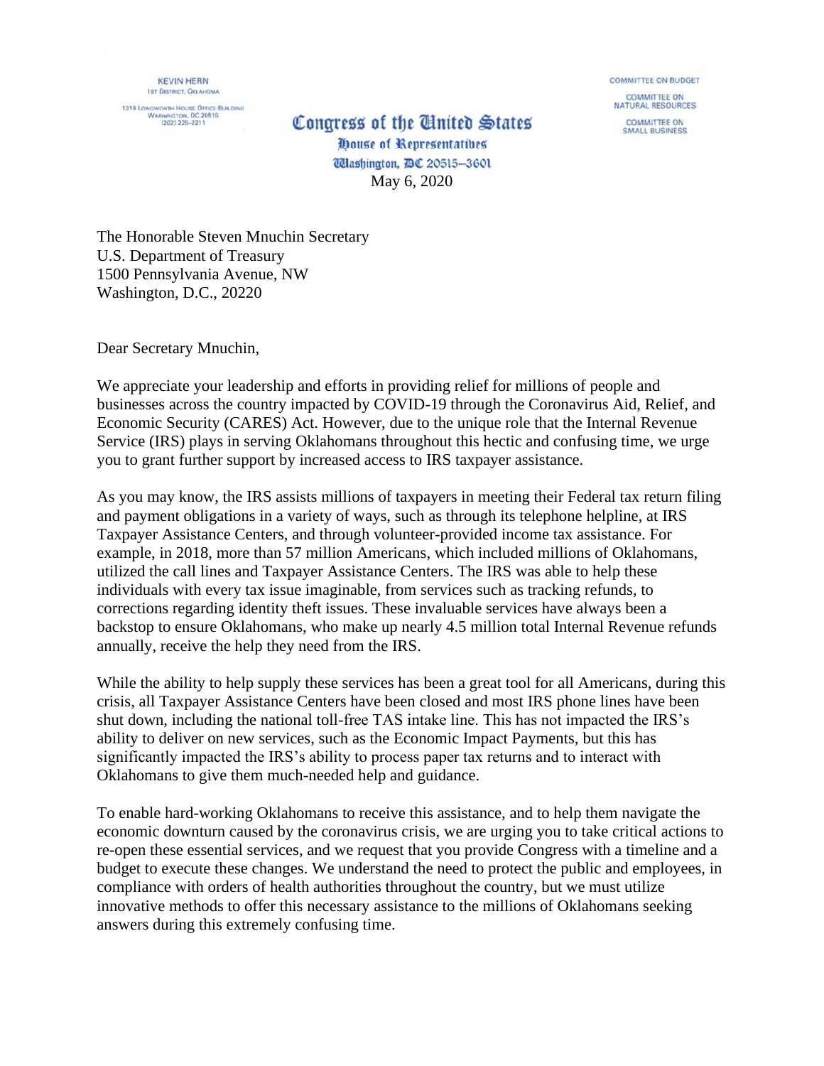KEVIN HERN
1st District, Oklahoma

1019 Longworth House Office Building
Washington, DC 20515
(202) 225-2211

**Congress of the United States**
**House of Representatives**
**Washington, DC 20515–3601**

COMMITTEE ON BUDGET

COMMITTEE ON NATURAL RESOURCES

COMMITTEE ON SMALL BUSINESS

May 6, 2020

The Honorable Steven Mnuchin Secretary
U.S. Department of Treasury
1500 Pennsylvania Avenue, NW
Washington, D.C., 20220

Dear Secretary Mnuchin,

We appreciate your leadership and efforts in providing relief for millions of people and businesses across the country impacted by COVID-19 through the Coronavirus Aid, Relief, and Economic Security (CARES) Act. However, due to the unique role that the Internal Revenue Service (IRS) plays in serving Oklahomans throughout this hectic and confusing time, we urge you to grant further support by increased access to IRS taxpayer assistance.

As you may know, the IRS assists millions of taxpayers in meeting their Federal tax return filing and payment obligations in a variety of ways, such as through its telephone helpline, at IRS Taxpayer Assistance Centers, and through volunteer-provided income tax assistance. For example, in 2018, more than 57 million Americans, which included millions of Oklahomans, utilized the call lines and Taxpayer Assistance Centers. The IRS was able to help these individuals with every tax issue imaginable, from services such as tracking refunds, to corrections regarding identity theft issues. These invaluable services have always been a backstop to ensure Oklahomans, who make up nearly 4.5 million total Internal Revenue refunds annually, receive the help they need from the IRS.

While the ability to help supply these services has been a great tool for all Americans, during this crisis, all Taxpayer Assistance Centers have been closed and most IRS phone lines have been shut down, including the national toll-free TAS intake line. This has not impacted the IRS's ability to deliver on new services, such as the Economic Impact Payments, but this has significantly impacted the IRS's ability to process paper tax returns and to interact with Oklahomans to give them much-needed help and guidance.

To enable hard-working Oklahomans to receive this assistance, and to help them navigate the economic downturn caused by the coronavirus crisis, we are urging you to take critical actions to re-open these essential services, and we request that you provide Congress with a timeline and a budget to execute these changes. We understand the need to protect the public and employees, in compliance with orders of health authorities throughout the country, but we must utilize innovative methods to offer this necessary assistance to the millions of Oklahomans seeking answers during this extremely confusing time.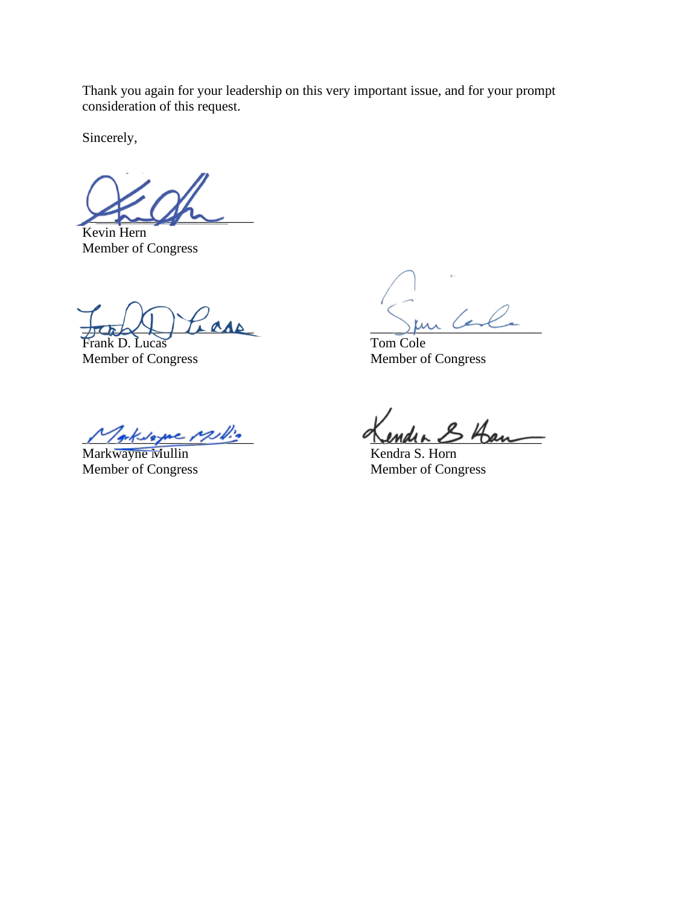Thank you again for your leadership on this very important issue, and for your prompt consideration of this request.

Sincerely,

Kevin Hern
Member of Congress

Frank D. Lucas
Member of Congress

Tom Cole
Member of Congress

Markwayne Mullin
Member of Congress

Kendra S. Horn
Member of Congress